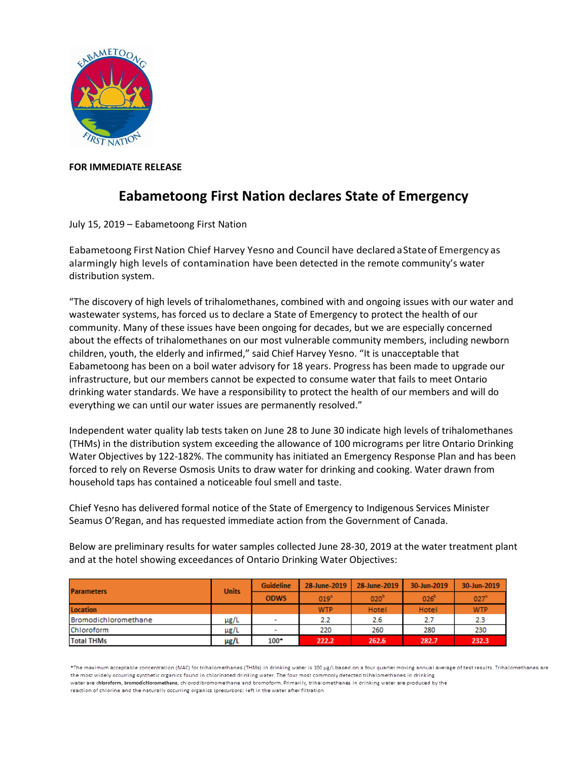**FOR IMMEDIATE RELEASE**

# Eabametoong First Nation declares State of Emergency

July 15, 2019 – Eabametoong First Nation

Eabametoong First Nation Chief Harvey Yesno and Council have declared a State of Emergency as alarmingly high levels of contamination have been detected in the remote community's water distribution system.

"The discovery of high levels of trihalomethanes, combined with and ongoing issues with our water and wastewater systems, has forced us to declare a State of Emergency to protect the health of our community. Many of these issues have been ongoing for decades, but we are especially concerned about the effects of trihalomethanes on our most vulnerable community members, including newborn children, youth, the elderly and infirmed," said Chief Harvey Yesno. "It is unacceptable that Eabametoong has been on a boil water advisory for 18 years. Progress has been made to upgrade our infrastructure, but our members cannot be expected to consume water that fails to meet Ontario drinking water standards. We have a responsibility to protect the health of our members and will do everything we can until our water issues are permanently resolved."

Independent water quality lab tests taken on June 28 to June 30 indicate high levels of trihalomethanes (THMs) in the distribution system exceeding the allowance of 100 micrograms per litre Ontario Drinking Water Objectives by 122-182%. The community has initiated an Emergency Response Plan and has been forced to rely on Reverse Osmosis Units to draw water for drinking and cooking. Water drawn from household taps has contained a noticeable foul smell and taste.

Chief Yesno has delivered formal notice of the State of Emergency to Indigenous Services Minister Seamus O'Regan, and has requested immediate action from the Government of Canada.

Below are preliminary results for water samples collected June 28-30, 2019 at the water treatment plant and at the hotel showing exceedances of Ontario Drinking Water Objectives:

| Parameters | Units | Guideline | 28-June-2019 | 28-June-2019 | 30-Jun-2019 | 30-Jun-2019 |
|---|---|---|---|---|---|---|
| | | ODWS | 019[a] | 020[b] | 026[b] | 027[a] |
| Location | | | WTP | Hotel | Hotel | WTP |
| Bromodichloromethane | µg/L | - | 2.2 | 2.6 | 2.7 | 2.3 |
| Chloroform | µg/L | - | 220 | 260 | 280 | 230 |
| Total THMs | µg/L | 100* | 222.2 | 262.6 | 282.7 | 232.3 |

*The maximum acceptable concentration (MAC) for trihalomethanes (THMs) in drinking water is 100 µg/L based on a four quarter moving annual average of test results. Trihalomethanes are the most widely occurring synthetic organics found in chlorinated drinking water. The four most commonly detected trihalomethanes in drinking water are **chloroform**, **bromodichloromethane**, chlorodibromomethane and bromoform. Primarily, trihalomethanes in drinking water are produced by the reaction of chlorine and the naturally occurring organics (precursors) left in the water after filtration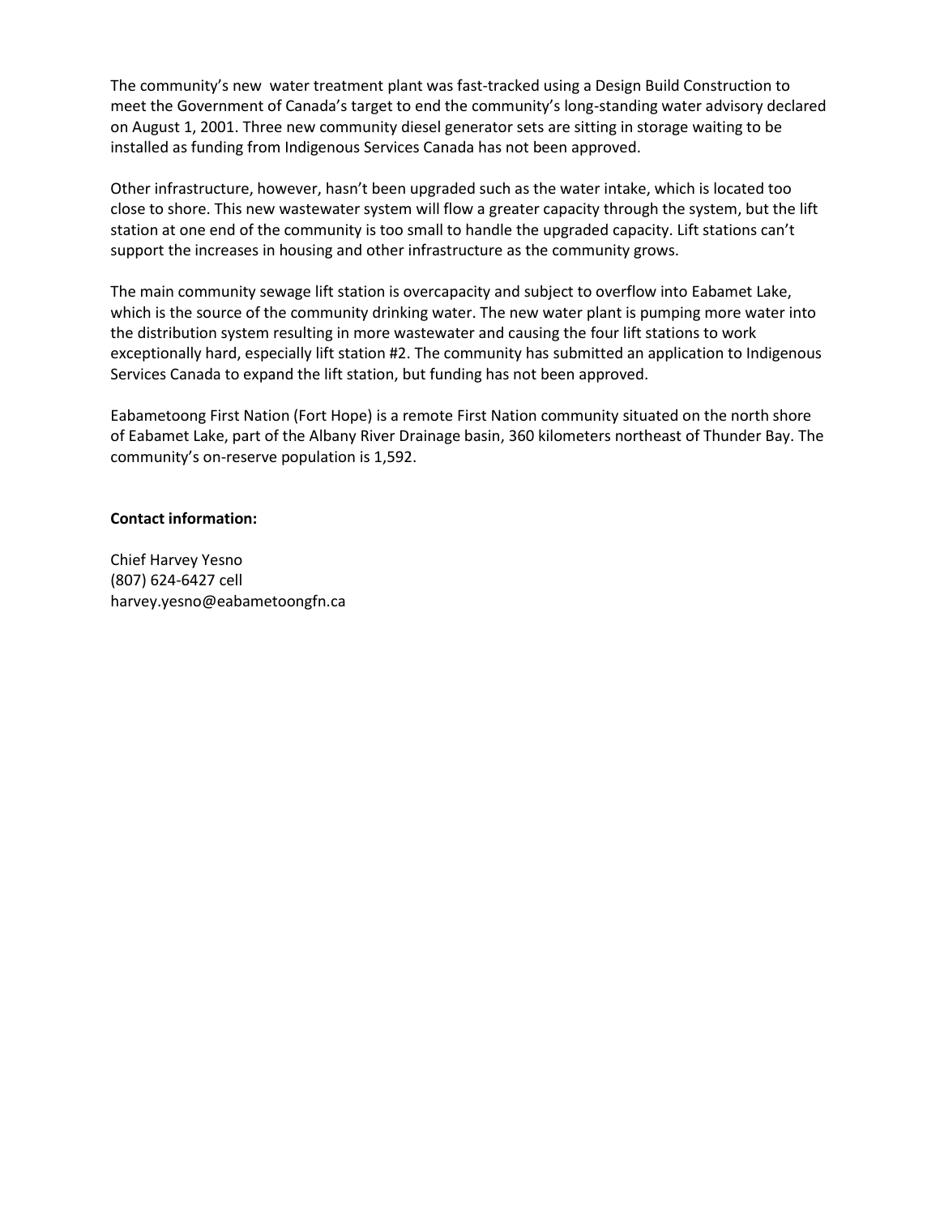The community's new water treatment plant was fast-tracked using a Design Build Construction to meet the Government of Canada's target to end the community's long-standing water advisory declared on August 1, 2001. Three new community diesel generator sets are sitting in storage waiting to be installed as funding from Indigenous Services Canada has not been approved.

Other infrastructure, however, hasn't been upgraded such as the water intake, which is located too close to shore. This new wastewater system will flow a greater capacity through the system, but the lift station at one end of the community is too small to handle the upgraded capacity. Lift stations can't support the increases in housing and other infrastructure as the community grows.

The main community sewage lift station is overcapacity and subject to overflow into Eabamet Lake, which is the source of the community drinking water. The new water plant is pumping more water into the distribution system resulting in more wastewater and causing the four lift stations to work exceptionally hard, especially lift station #2. The community has submitted an application to Indigenous Services Canada to expand the lift station, but funding has not been approved.

Eabametoong First Nation (Fort Hope) is a remote First Nation community situated on the north shore of Eabamet Lake, part of the Albany River Drainage basin, 360 kilometers northeast of Thunder Bay. The community's on-reserve population is 1,592.

**Contact information:**

Chief Harvey Yesno
(807) 624-6427 cell
harvey.yesno@eabametoongfn.ca